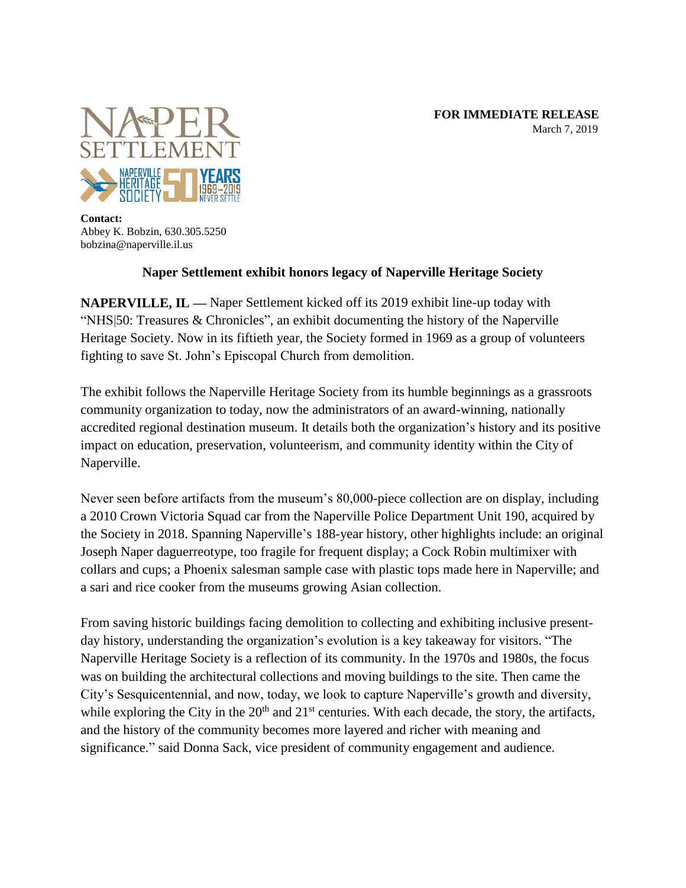**FOR IMMEDIATE RELEASE**
March 7, 2019

**Contact:**
Abbey K. Bobzin, 630.305.5250
bobzina@naperville.il.us

## Naper Settlement exhibit honors legacy of Naperville Heritage Society

**NAPERVILLE, IL —** Naper Settlement kicked off its 2019 exhibit line-up today with "NHS|50: Treasures & Chronicles", an exhibit documenting the history of the Naperville Heritage Society. Now in its fiftieth year, the Society formed in 1969 as a group of volunteers fighting to save St. John's Episcopal Church from demolition.

The exhibit follows the Naperville Heritage Society from its humble beginnings as a grassroots community organization to today, now the administrators of an award-winning, nationally accredited regional destination museum. It details both the organization's history and its positive impact on education, preservation, volunteerism, and community identity within the City of Naperville.

Never seen before artifacts from the museum's 80,000-piece collection are on display, including a 2010 Crown Victoria Squad car from the Naperville Police Department Unit 190, acquired by the Society in 2018. Spanning Naperville's 188-year history, other highlights include: an original Joseph Naper daguerreotype, too fragile for frequent display; a Cock Robin multimixer with collars and cups; a Phoenix salesman sample case with plastic tops made here in Naperville; and a sari and rice cooker from the museums growing Asian collection.

From saving historic buildings facing demolition to collecting and exhibiting inclusive present-day history, understanding the organization's evolution is a key takeaway for visitors. "The Naperville Heritage Society is a reflection of its community. In the 1970s and 1980s, the focus was on building the architectural collections and moving buildings to the site. Then came the City's Sesquicentennial, and now, today, we look to capture Naperville's growth and diversity, while exploring the City in the 20th and 21st centuries. With each decade, the story, the artifacts, and the history of the community becomes more layered and richer with meaning and significance." said Donna Sack, vice president of community engagement and audience.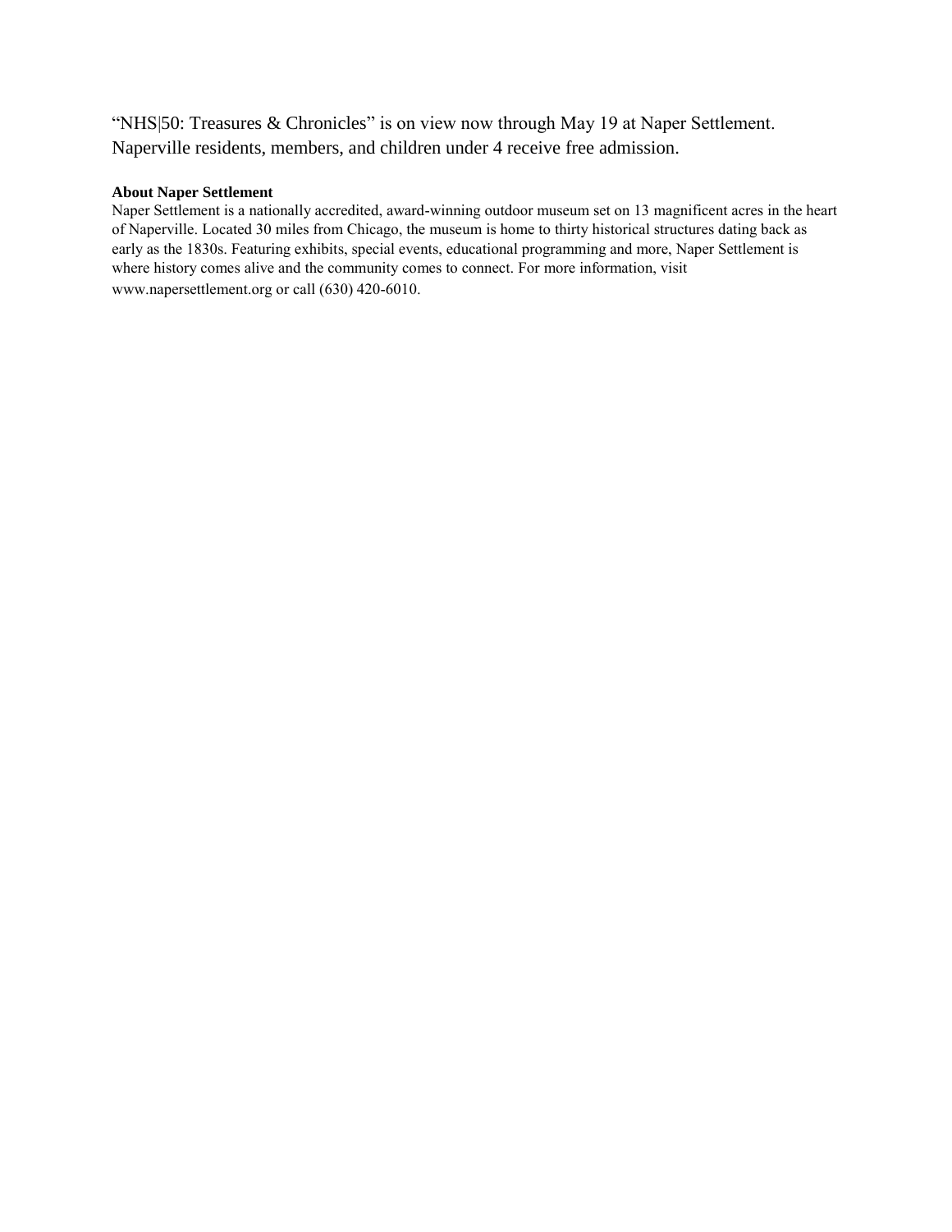"NHS|50: Treasures & Chronicles" is on view now through May 19 at Naper Settlement. Naperville residents, members, and children under 4 receive free admission.

**About Naper Settlement**

Naper Settlement is a nationally accredited, award-winning outdoor museum set on 13 magnificent acres in the heart of Naperville. Located 30 miles from Chicago, the museum is home to thirty historical structures dating back as early as the 1830s. Featuring exhibits, special events, educational programming and more, Naper Settlement is where history comes alive and the community comes to connect. For more information, visit www.napersettlement.org or call (630) 420-6010.